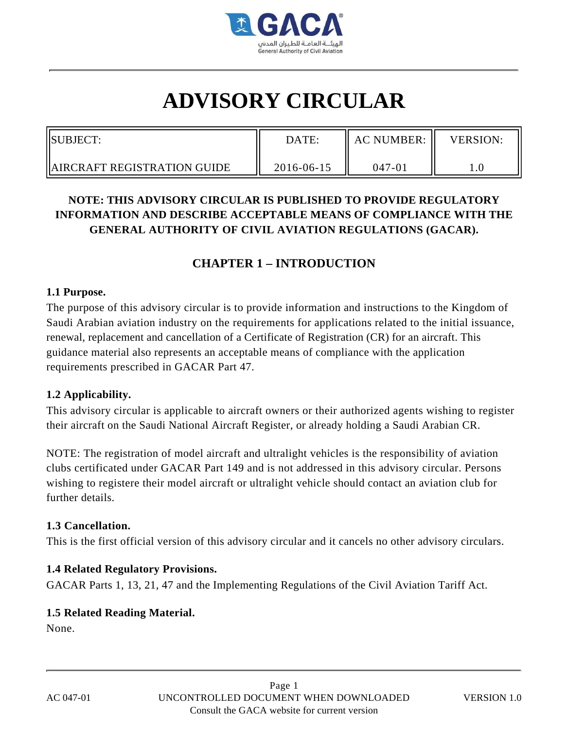# ADVISORY CIRCULAR

| SUBJECT: | DATE: | AC NUMBER: | VERSION: |
|---|---|---|---|
| AIRCRAFT REGISTRATION GUIDE | 2016-06-15 | 047-01 | 1.0 |

**NOTE: THIS ADVISORY CIRCULAR IS PUBLISHED TO PROVIDE REGULATORY INFORMATION AND DESCRIBE ACCEPTABLE MEANS OF COMPLIANCE WITH THE GENERAL AUTHORITY OF CIVIL AVIATION REGULATIONS (GACAR).**

## CHAPTER 1 – INTRODUCTION

### 1.1 Purpose.

The purpose of this advisory circular is to provide information and instructions to the Kingdom of Saudi Arabian aviation industry on the requirements for applications related to the initial issuance, renewal, replacement and cancellation of a Certificate of Registration (CR) for an aircraft. This guidance material also represents an acceptable means of compliance with the application requirements prescribed in GACAR Part 47.

### 1.2 Applicability.

This advisory circular is applicable to aircraft owners or their authorized agents wishing to register their aircraft on the Saudi National Aircraft Register, or already holding a Saudi Arabian CR.

NOTE: The registration of model aircraft and ultralight vehicles is the responsibility of aviation clubs certificated under GACAR Part 149 and is not addressed in this advisory circular. Persons wishing to registere their model aircraft or ultralight vehicle should contact an aviation club for further details.

### 1.3 Cancellation.

This is the first official version of this advisory circular and it cancels no other advisory circulars.

### 1.4 Related Regulatory Provisions.

GACAR Parts 1, 13, 21, 47 and the Implementing Regulations of the Civil Aviation Tariff Act.

### 1.5 Related Reading Material.

None.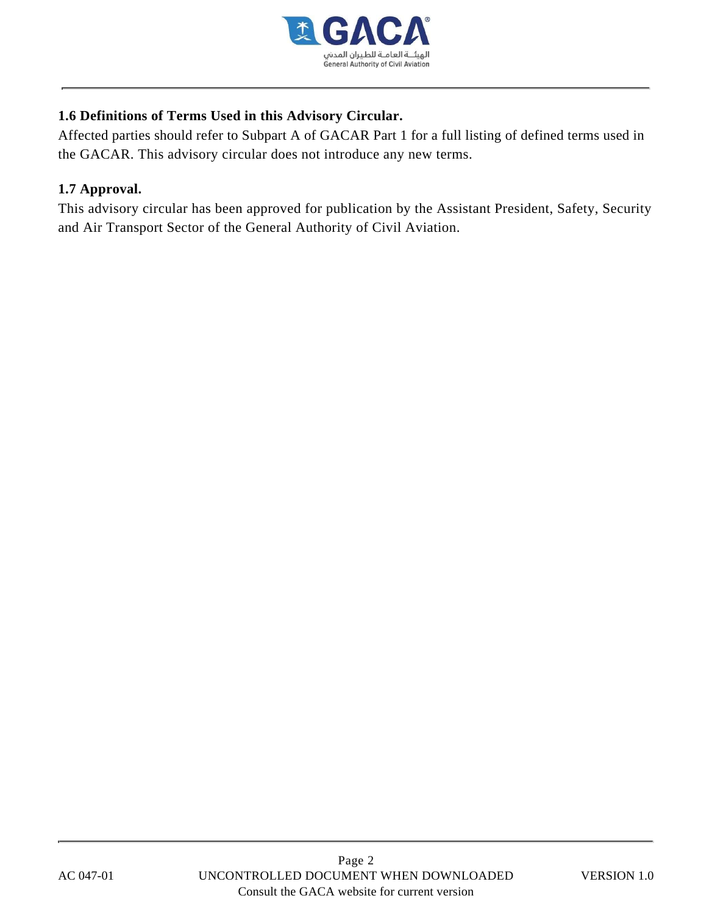**1.6 Definitions of Terms Used in this Advisory Circular.**

Affected parties should refer to Subpart A of GACAR Part 1 for a full listing of defined terms used in the GACAR. This advisory circular does not introduce any new terms.

**1.7 Approval.**

This advisory circular has been approved for publication by the Assistant President, Safety, Security and Air Transport Sector of the General Authority of Civil Aviation.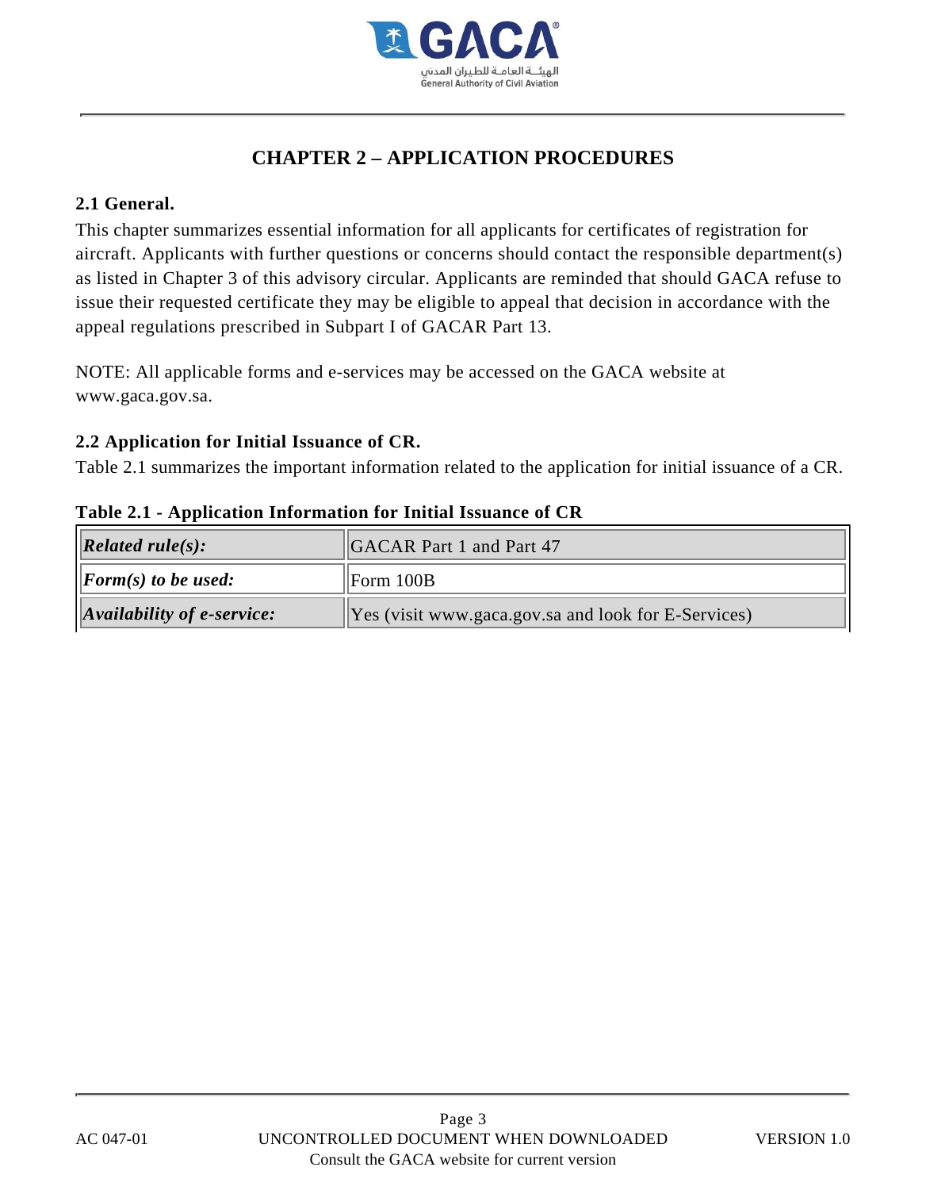# CHAPTER 2 – APPLICATION PROCEDURES

## 2.1 General.

This chapter summarizes essential information for all applicants for certificates of registration for aircraft. Applicants with further questions or concerns should contact the responsible department(s) as listed in Chapter 3 of this advisory circular. Applicants are reminded that should GACA refuse to issue their requested certificate they may be eligible to appeal that decision in accordance with the appeal regulations prescribed in Subpart I of GACAR Part 13.

NOTE: All applicable forms and e-services may be accessed on the GACA website at www.gaca.gov.sa.

## 2.2 Application for Initial Issuance of CR.

Table 2.1 summarizes the important information related to the application for initial issuance of a CR.

**Table 2.1 - Application Information for Initial Issuance of CR**

| | |
|---|---|
| ***Related rule(s):*** | GACAR Part 1 and Part 47 |
| ***Form(s) to be used:*** | Form 100B |
| ***Availability of e-service:*** | Yes (visit www.gaca.gov.sa and look for E-Services) |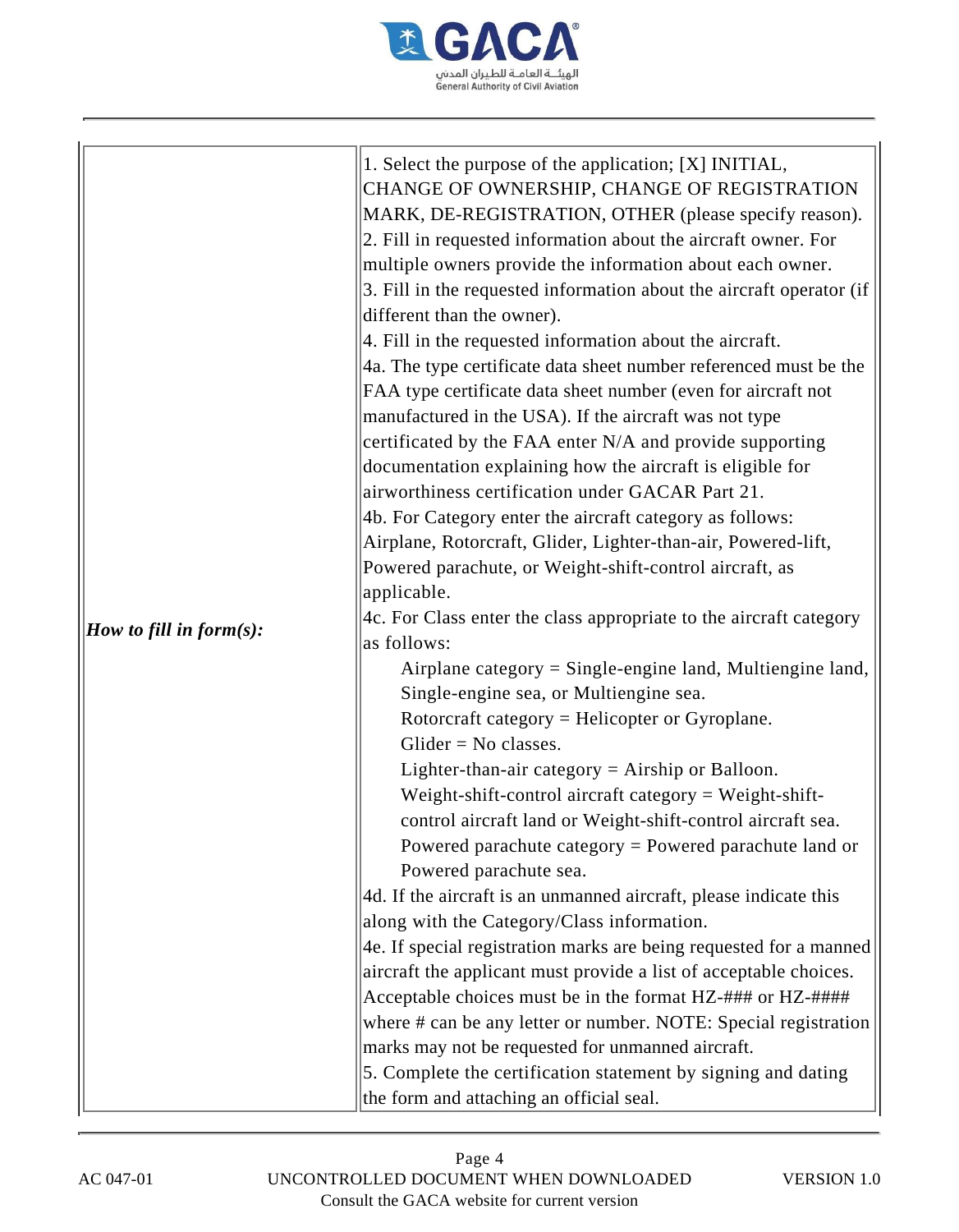| | |
|---|---|
| ***How to fill in form(s):*** | 1. Select the purpose of the application; [X] INITIAL, CHANGE OF OWNERSHIP, CHANGE OF REGISTRATION MARK, DE-REGISTRATION, OTHER (please specify reason).<br>2. Fill in requested information about the aircraft owner. For multiple owners provide the information about each owner.<br>3. Fill in the requested information about the aircraft operator (if different than the owner).<br>4. Fill in the requested information about the aircraft.<br>4a. The type certificate data sheet number referenced must be the FAA type certificate data sheet number (even for aircraft not manufactured in the USA). If the aircraft was not type certificated by the FAA enter N/A and provide supporting documentation explaining how the aircraft is eligible for airworthiness certification under GACAR Part 21.<br>4b. For Category enter the aircraft category as follows: Airplane, Rotorcraft, Glider, Lighter-than-air, Powered-lift, Powered parachute, or Weight-shift-control aircraft, as applicable.<br>4c. For Class enter the class appropriate to the aircraft category as follows:<br>Airplane category = Single-engine land, Multiengine land, Single-engine sea, or Multiengine sea.<br>Rotorcraft category = Helicopter or Gyroplane.<br>Glider = No classes.<br>Lighter-than-air category = Airship or Balloon.<br>Weight-shift-control aircraft category = Weight-shift-control aircraft land or Weight-shift-control aircraft sea.<br>Powered parachute category = Powered parachute land or Powered parachute sea.<br>4d. If the aircraft is an unmanned aircraft, please indicate this along with the Category/Class information.<br>4e. If special registration marks are being requested for a manned aircraft the applicant must provide a list of acceptable choices. Acceptable choices must be in the format HZ-### or HZ-#### where # can be any letter or number. NOTE: Special registration marks may not be requested for unmanned aircraft.<br>5. Complete the certification statement by signing and dating the form and attaching an official seal. |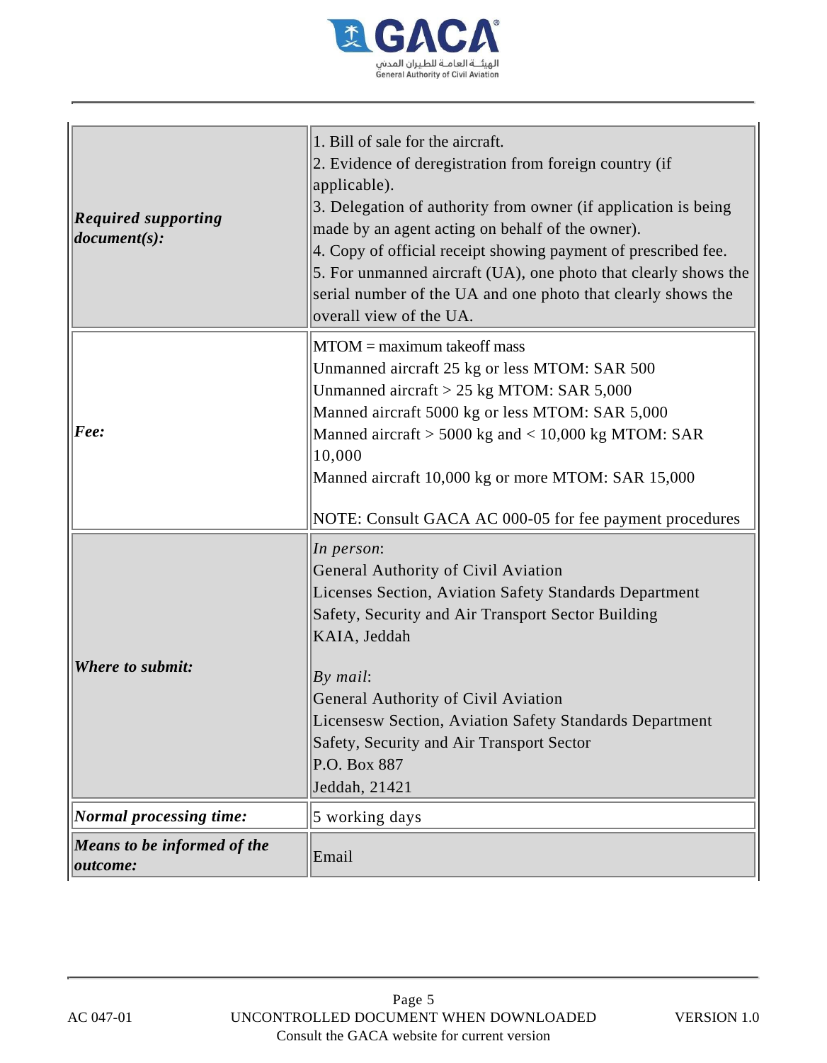| | |
|---|---|
| ***Required supporting document(s):*** | 1. Bill of sale for the aircraft.<br>2. Evidence of deregistration from foreign country (if applicable).<br>3. Delegation of authority from owner (if application is being made by an agent acting on behalf of the owner).<br>4. Copy of official receipt showing payment of prescribed fee.<br>5. For unmanned aircraft (UA), one photo that clearly shows the serial number of the UA and one photo that clearly shows the overall view of the UA. |
| ***Fee:*** | MTOM = maximum takeoff mass<br>Unmanned aircraft 25 kg or less MTOM: SAR 500<br>Unmanned aircraft > 25 kg MTOM: SAR 5,000<br>Manned aircraft 5000 kg or less MTOM: SAR 5,000<br>Manned aircraft > 5000 kg and < 10,000 kg MTOM: SAR 10,000<br>Manned aircraft 10,000 kg or more MTOM: SAR 15,000<br><br>NOTE: Consult GACA AC 000-05 for fee payment procedures |
| ***Where to submit:*** | *In person*:<br>General Authority of Civil Aviation<br>Licenses Section, Aviation Safety Standards Department<br>Safety, Security and Air Transport Sector Building<br>KAIA, Jeddah<br><br>*By mail*:<br>General Authority of Civil Aviation<br>Licensesw Section, Aviation Safety Standards Department<br>Safety, Security and Air Transport Sector<br>P.O. Box 887<br>Jeddah, 21421 |
| ***Normal processing time:*** | 5 working days |
| ***Means to be informed of the outcome:*** | Email |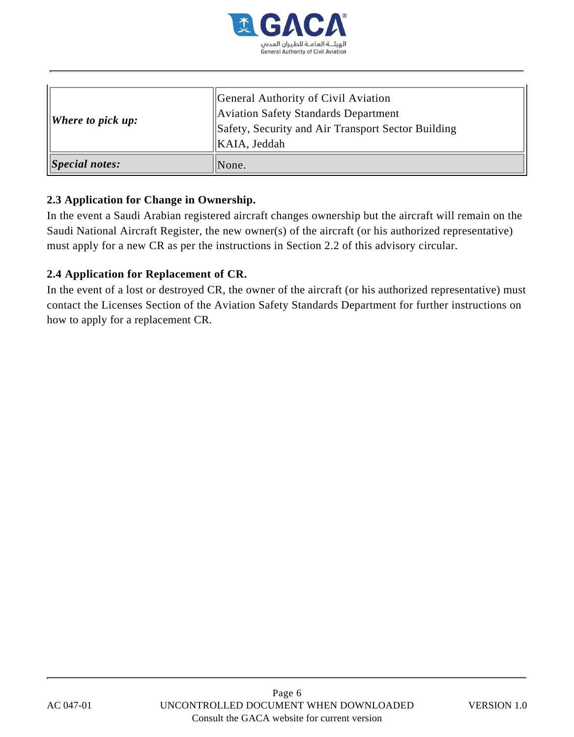| | |
|---|---|
| ***Where to pick up:*** | General Authority of Civil Aviation<br>Aviation Safety Standards Department<br>Safety, Security and Air Transport Sector Building<br>KAIA, Jeddah |
| ***Special notes:*** | None. |

### 2.3 Application for Change in Ownership.

In the event a Saudi Arabian registered aircraft changes ownership but the aircraft will remain on the Saudi National Aircraft Register, the new owner(s) of the aircraft (or his authorized representative) must apply for a new CR as per the instructions in Section 2.2 of this advisory circular.

### 2.4 Application for Replacement of CR.

In the event of a lost or destroyed CR, the owner of the aircraft (or his authorized representative) must contact the Licenses Section of the Aviation Safety Standards Department for further instructions on how to apply for a replacement CR.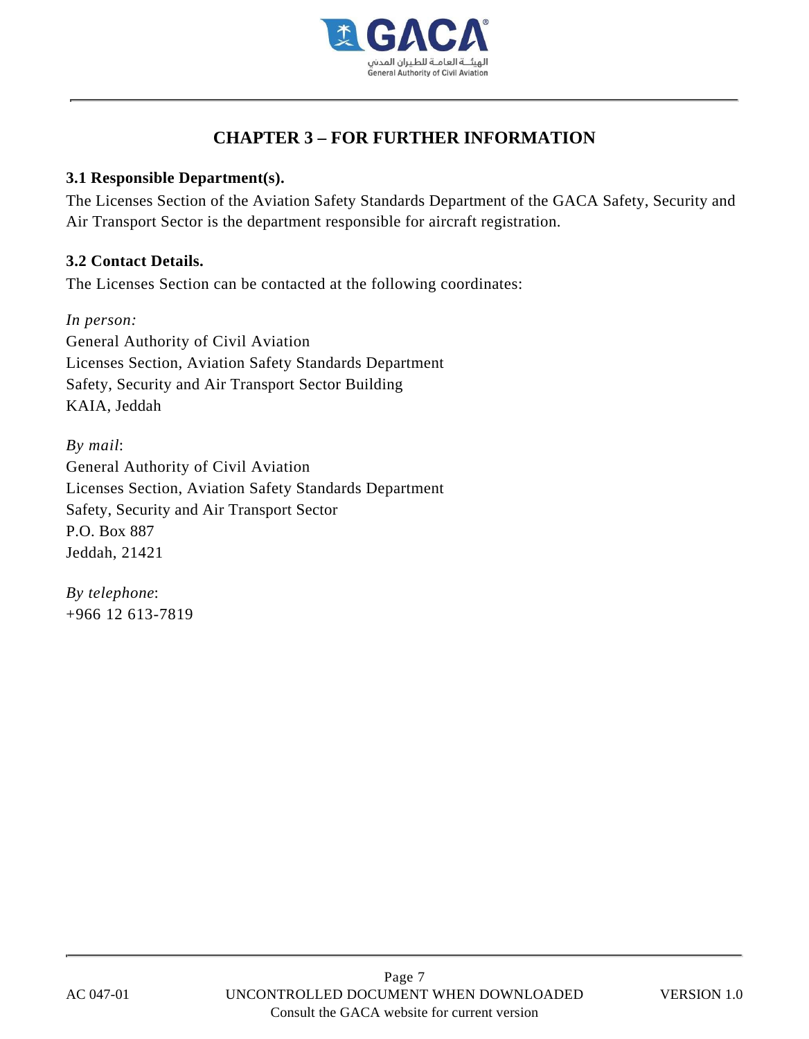# CHAPTER 3 – FOR FURTHER INFORMATION

## 3.1 Responsible Department(s).

The Licenses Section of the Aviation Safety Standards Department of the GACA Safety, Security and Air Transport Sector is the department responsible for aircraft registration.

## 3.2 Contact Details.

The Licenses Section can be contacted at the following coordinates:

*In person:*
General Authority of Civil Aviation
Licenses Section, Aviation Safety Standards Department
Safety, Security and Air Transport Sector Building
KAIA, Jeddah

*By mail*:
General Authority of Civil Aviation
Licenses Section, Aviation Safety Standards Department
Safety, Security and Air Transport Sector
P.O. Box 887
Jeddah, 21421

*By telephone*:
+966 12 613-7819